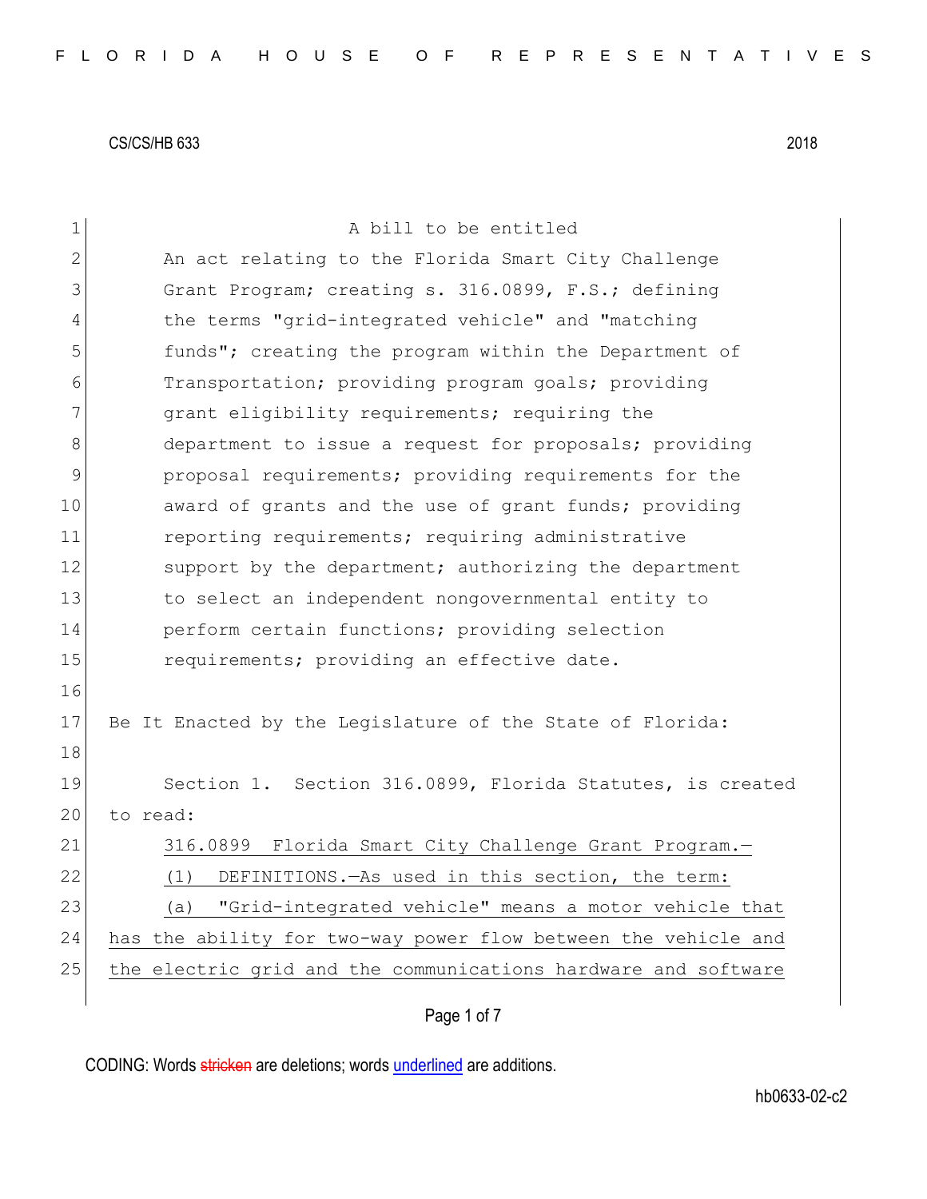CS/CS/HB 633 2018

A bill to be entitled

An act relating to the Florida Smart City Challenge Grant Program; creating s. 316.0899, F.S.; defining the terms "grid-integrated vehicle" and "matching funds"; creating the program within the Department of Transportation; providing program goals; providing grant eligibility requirements; requiring the department to issue a request for proposals; providing proposal requirements; providing requirements for the award of grants and the use of grant funds; providing reporting requirements; requiring administrative support by the department; authorizing the department to select an independent nongovernmental entity to perform certain functions; providing selection requirements; providing an effective date.

Be It Enacted by the Legislature of the State of Florida:

Section 1. Section 316.0899, Florida Statutes, is created to read:

316.0899 Florida Smart City Challenge Grant Program.—

(1) DEFINITIONS.—As used in this section, the term:

(a) "Grid-integrated vehicle" means a motor vehicle that has the ability for two-way power flow between the vehicle and the electric grid and the communications hardware and software

CODING: Words stricken are deletions; words underlined are additions.

hb0633-02-c2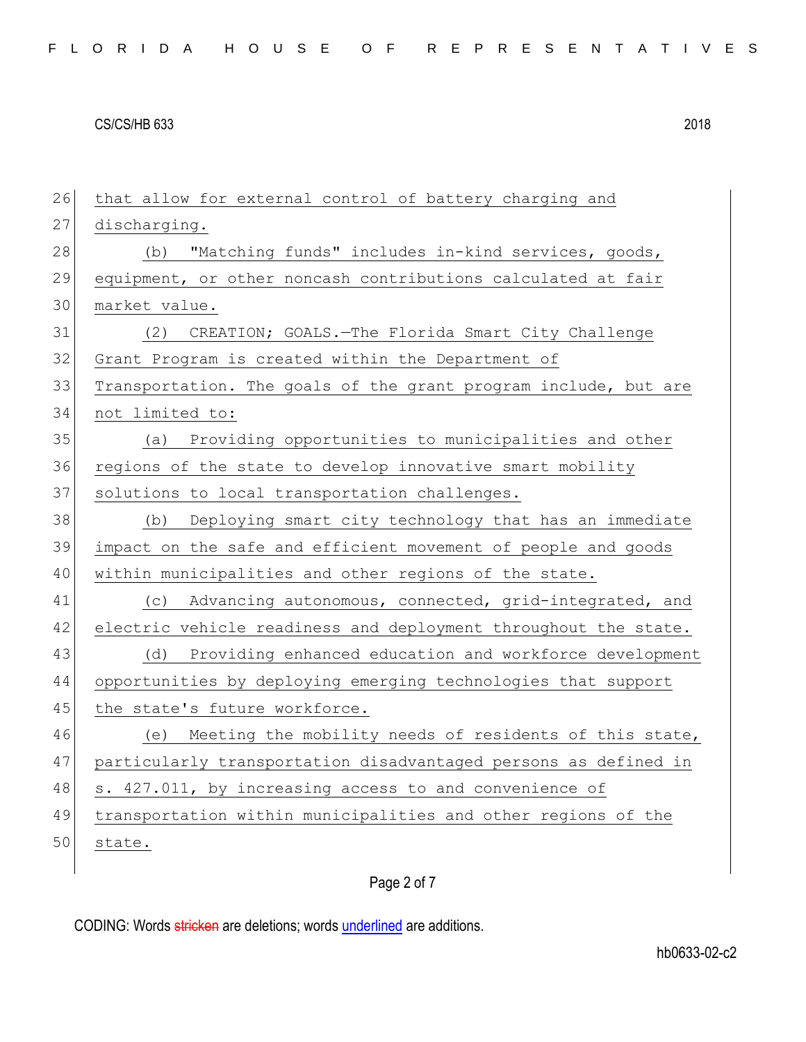that allow for external control of battery charging and discharging.

(b) "Matching funds" includes in-kind services, goods, equipment, or other noncash contributions calculated at fair market value.

(2) CREATION; GOALS.—The Florida Smart City Challenge Grant Program is created within the Department of Transportation. The goals of the grant program include, but are not limited to:

(a) Providing opportunities to municipalities and other regions of the state to develop innovative smart mobility solutions to local transportation challenges.

(b) Deploying smart city technology that has an immediate impact on the safe and efficient movement of people and goods within municipalities and other regions of the state.

(c) Advancing autonomous, connected, grid-integrated, and electric vehicle readiness and deployment throughout the state.

(d) Providing enhanced education and workforce development opportunities by deploying emerging technologies that support the state's future workforce.

(e) Meeting the mobility needs of residents of this state, particularly transportation disadvantaged persons as defined in s. 427.011, by increasing access to and convenience of transportation within municipalities and other regions of the state.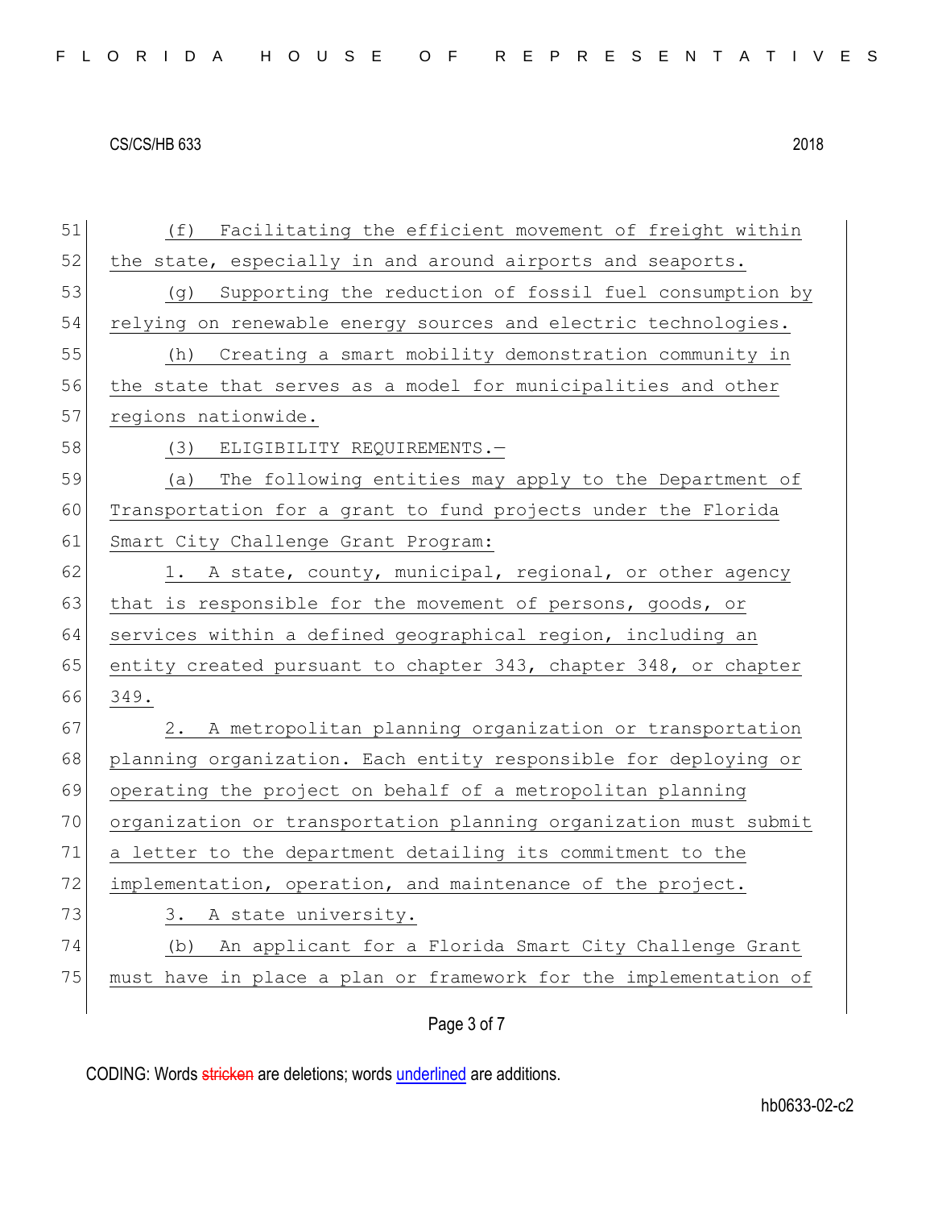(f) Facilitating the efficient movement of freight within the state, especially in and around airports and seaports.

(g) Supporting the reduction of fossil fuel consumption by relying on renewable energy sources and electric technologies.

(h) Creating a smart mobility demonstration community in the state that serves as a model for municipalities and other regions nationwide.

(3) ELIGIBILITY REQUIREMENTS.—

(a) The following entities may apply to the Department of Transportation for a grant to fund projects under the Florida Smart City Challenge Grant Program:

1. A state, county, municipal, regional, or other agency that is responsible for the movement of persons, goods, or services within a defined geographical region, including an entity created pursuant to chapter 343, chapter 348, or chapter 349.

2. A metropolitan planning organization or transportation planning organization. Each entity responsible for deploying or operating the project on behalf of a metropolitan planning organization or transportation planning organization must submit a letter to the department detailing its commitment to the implementation, operation, and maintenance of the project.

3. A state university.

(b) An applicant for a Florida Smart City Challenge Grant must have in place a plan or framework for the implementation of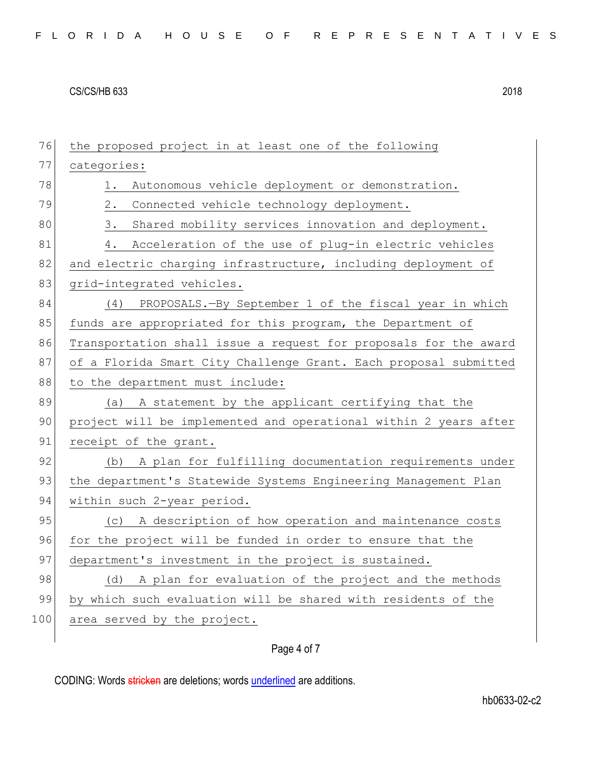the proposed project in at least one of the following categories:

1. Autonomous vehicle deployment or demonstration.

2. Connected vehicle technology deployment.

3. Shared mobility services innovation and deployment.

4. Acceleration of the use of plug-in electric vehicles and electric charging infrastructure, including deployment of grid-integrated vehicles.

(4) PROPOSALS.—By September 1 of the fiscal year in which funds are appropriated for this program, the Department of Transportation shall issue a request for proposals for the award of a Florida Smart City Challenge Grant. Each proposal submitted to the department must include:

(a) A statement by the applicant certifying that the project will be implemented and operational within 2 years after receipt of the grant.

(b) A plan for fulfilling documentation requirements under the department's Statewide Systems Engineering Management Plan within such 2-year period.

(c) A description of how operation and maintenance costs for the project will be funded in order to ensure that the department's investment in the project is sustained.

(d) A plan for evaluation of the project and the methods by which such evaluation will be shared with residents of the area served by the project.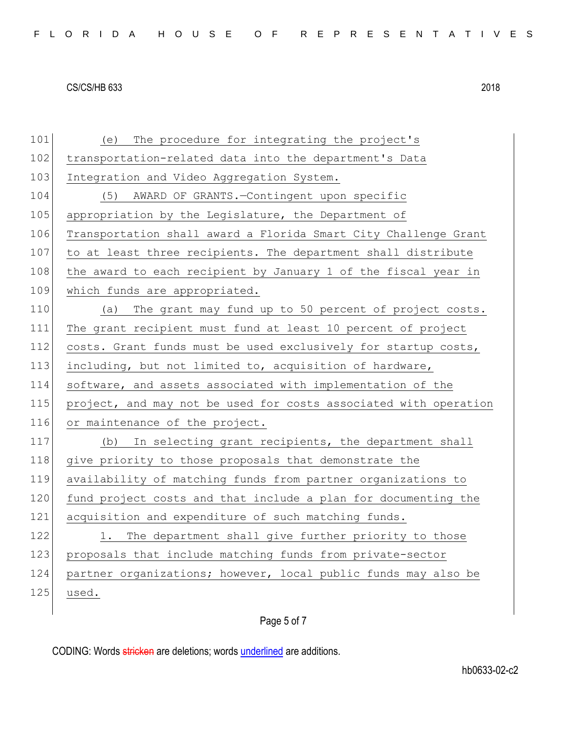(e) The procedure for integrating the project's transportation-related data into the department's Data Integration and Video Aggregation System.

(5) AWARD OF GRANTS.—Contingent upon specific appropriation by the Legislature, the Department of Transportation shall award a Florida Smart City Challenge Grant to at least three recipients. The department shall distribute the award to each recipient by January 1 of the fiscal year in which funds are appropriated.

(a) The grant may fund up to 50 percent of project costs. The grant recipient must fund at least 10 percent of project costs. Grant funds must be used exclusively for startup costs, including, but not limited to, acquisition of hardware, software, and assets associated with implementation of the project, and may not be used for costs associated with operation or maintenance of the project.

(b) In selecting grant recipients, the department shall give priority to those proposals that demonstrate the availability of matching funds from partner organizations to fund project costs and that include a plan for documenting the acquisition and expenditure of such matching funds.

1. The department shall give further priority to those proposals that include matching funds from private-sector partner organizations; however, local public funds may also be used.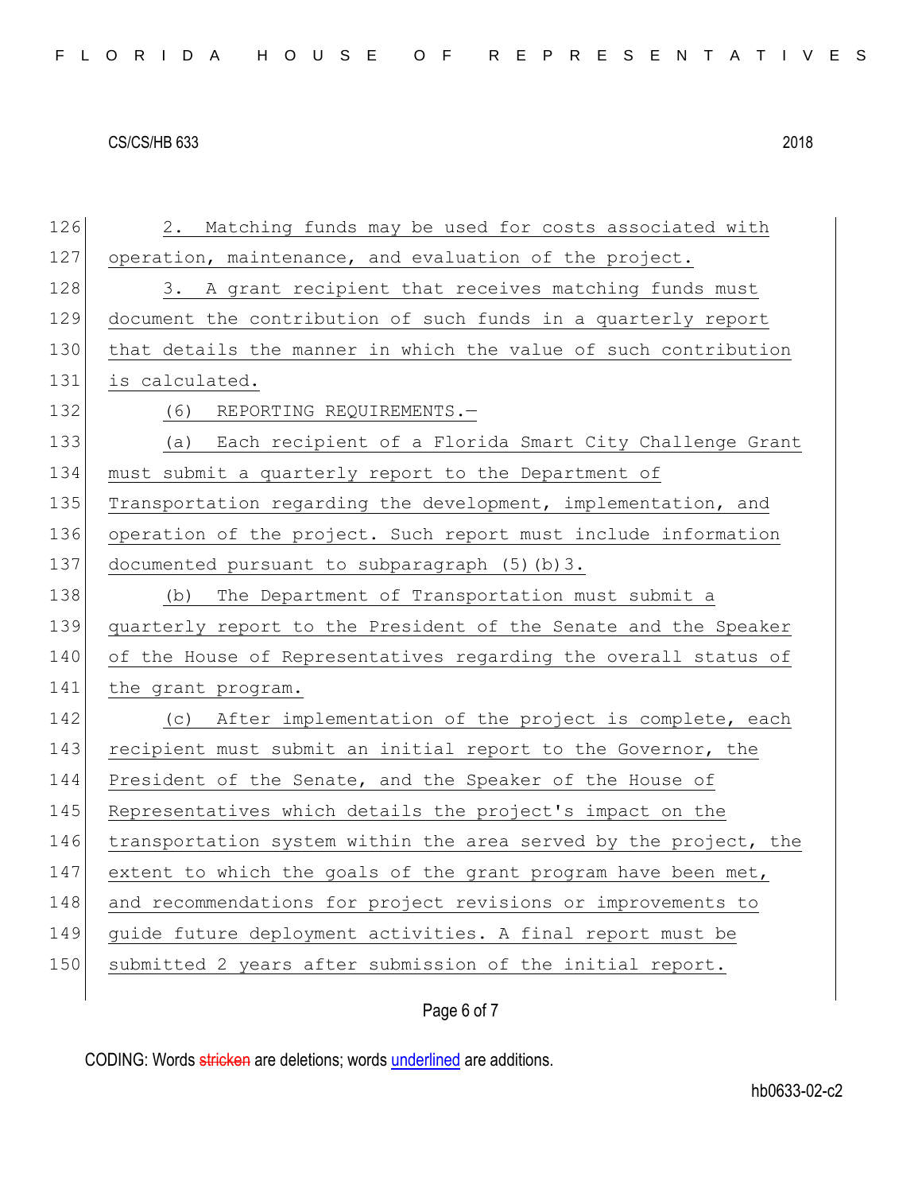2. Matching funds may be used for costs associated with operation, maintenance, and evaluation of the project.

3. A grant recipient that receives matching funds must document the contribution of such funds in a quarterly report that details the manner in which the value of such contribution is calculated.

(6) REPORTING REQUIREMENTS.—

(a) Each recipient of a Florida Smart City Challenge Grant must submit a quarterly report to the Department of Transportation regarding the development, implementation, and operation of the project. Such report must include information documented pursuant to subparagraph (5)(b)3.

(b) The Department of Transportation must submit a quarterly report to the President of the Senate and the Speaker of the House of Representatives regarding the overall status of the grant program.

(c) After implementation of the project is complete, each recipient must submit an initial report to the Governor, the President of the Senate, and the Speaker of the House of Representatives which details the project's impact on the transportation system within the area served by the project, the extent to which the goals of the grant program have been met, and recommendations for project revisions or improvements to guide future deployment activities. A final report must be submitted 2 years after submission of the initial report.

CODING: Words stricken are deletions; words underlined are additions.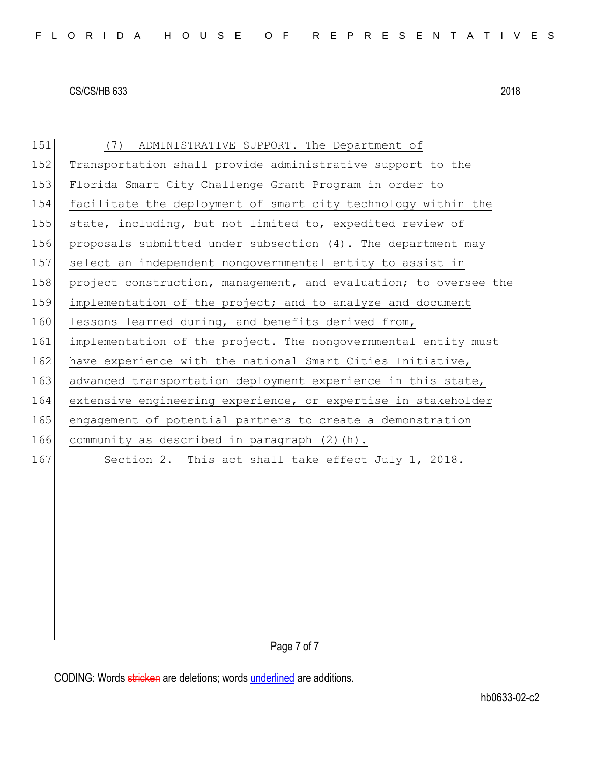151 (7) ADMINISTRATIVE SUPPORT.—The Department of
152 Transportation shall provide administrative support to the
153 Florida Smart City Challenge Grant Program in order to
154 facilitate the deployment of smart city technology within the
155 state, including, but not limited to, expedited review of
156 proposals submitted under subsection (4). The department may
157 select an independent nongovernmental entity to assist in
158 project construction, management, and evaluation; to oversee the
159 implementation of the project; and to analyze and document
160 lessons learned during, and benefits derived from,
161 implementation of the project. The nongovernmental entity must
162 have experience with the national Smart Cities Initiative,
163 advanced transportation deployment experience in this state,
164 extensive engineering experience, or expertise in stakeholder
165 engagement of potential partners to create a demonstration
166 community as described in paragraph (2)(h).
167 Section 2. This act shall take effect July 1, 2018.